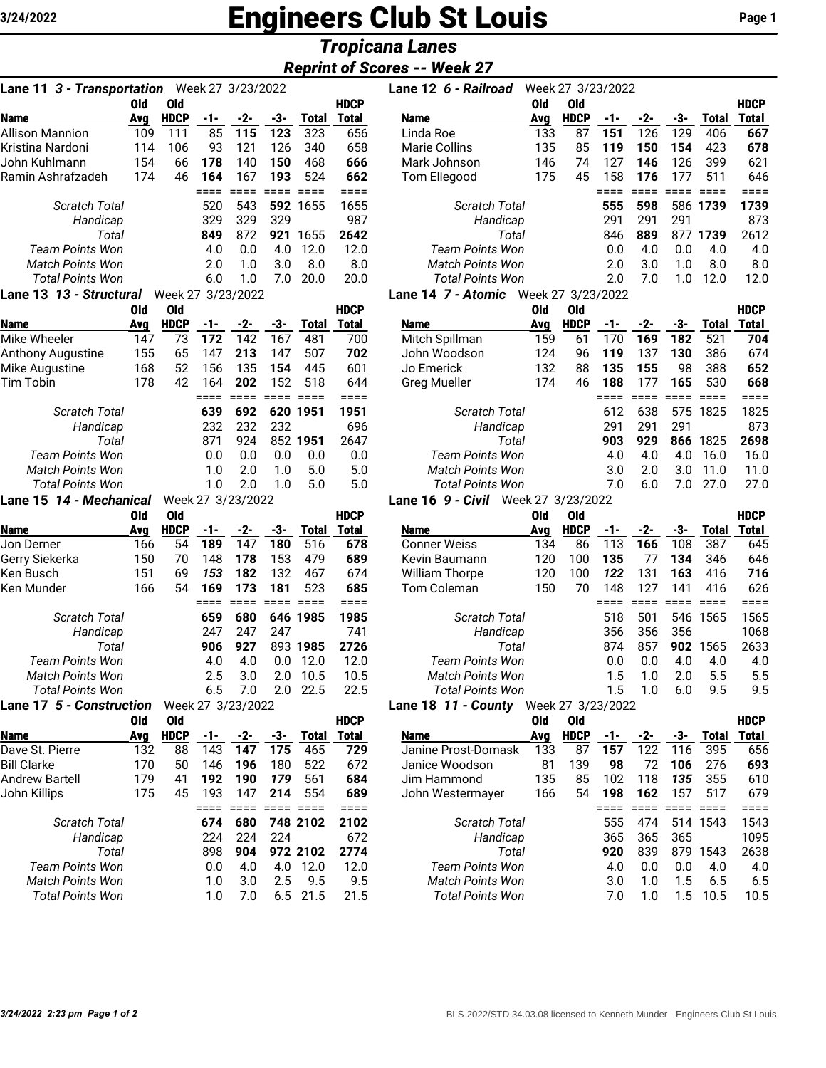# Engineers Club St Louis

## *Tropicana Lanes*

### *Reprint of Scores -- Week 27*

**Lane 11** ***3 - Transportation*** Week 27 3/23/2022

| Name | Old Avg | Old HDCP | -1- | -2- | -3- | Total | HDCP Total |
|---|---|---|---|---|---|---|---|
| Allison Mannion | 109 | 111 | 85 | **115** | **123** | 323 | 656 |
| Kristina Nardoni | 114 | 106 | 93 | 121 | 126 | 340 | 658 |
| John Kuhlmann | 154 | 66 | **178** | 140 | **150** | 468 | **666** |
| Ramin Ashrafzadeh | 174 | 46 | **164** | 167 | **193** | 524 | **662** |
| | | | ==== | ==== | ==== | ==== | ==== |
| *Scratch Total* | | | 520 | 543 | **592** | 1655 | 1655 |
| *Handicap* | | | 329 | 329 | 329 | | 987 |
| *Total* | | | **849** | 872 | **921** | 1655 | **2642** |
| *Team Points Won* | | | 4.0 | 0.0 | 4.0 | 12.0 | 12.0 |
| *Match Points Won* | | | 2.0 | 1.0 | 3.0 | 8.0 | 8.0 |
| *Total Points Won* | | | 6.0 | 1.0 | 7.0 | 20.0 | 20.0 |

**Lane 12** ***6 - Railroad*** Week 27 3/23/2022

| Name | Old Avg | Old HDCP | -1- | -2- | -3- | Total | HDCP Total |
|---|---|---|---|---|---|---|---|
| Linda Roe | 133 | 87 | **151** | 126 | 129 | 406 | **667** |
| Marie Collins | 135 | 85 | **119** | **150** | **154** | 423 | **678** |
| Mark Johnson | 146 | 74 | 127 | **146** | 126 | 399 | 621 |
| Tom Ellegood | 175 | 45 | 158 | **176** | 177 | 511 | 646 |
| | | | ==== | ==== | ==== | ==== | ==== |
| *Scratch Total* | | | **555** | **598** | 586 | **1739** | **1739** |
| *Handicap* | | | 291 | 291 | 291 | | 873 |
| *Total* | | | 846 | **889** | 877 | **1739** | 2612 |
| *Team Points Won* | | | 0.0 | 4.0 | 0.0 | 4.0 | 4.0 |
| *Match Points Won* | | | 2.0 | 3.0 | 1.0 | 8.0 | 8.0 |
| *Total Points Won* | | | 2.0 | 7.0 | 1.0 | 12.0 | 12.0 |

**Lane 13** ***13 - Structural*** Week 27 3/23/2022

| Name | Old Avg | Old HDCP | -1- | -2- | -3- | Total | HDCP Total |
|---|---|---|---|---|---|---|---|
| Mike Wheeler | 147 | 73 | **172** | 142 | 167 | 481 | **700** |
| Anthony Augustine | 155 | 65 | 147 | **213** | 147 | 507 | **702** |
| Mike Augustine | 168 | 52 | 156 | 135 | **154** | 445 | 601 |
| Tim Tobin | 178 | 42 | 164 | **202** | 152 | 518 | 644 |
| | | | ==== | ==== | ==== | ==== | ==== |
| *Scratch Total* | | | **639** | **692** | 620 | **1951** | **1951** |
| *Handicap* | | | 232 | 232 | 232 | | 696 |
| *Total* | | | 871 | 924 | 852 | **1951** | 2647 |
| *Team Points Won* | | | 0.0 | 0.0 | 0.0 | 0.0 | 0.0 |
| *Match Points Won* | | | 1.0 | 2.0 | 1.0 | 5.0 | 5.0 |
| *Total Points Won* | | | 1.0 | 2.0 | 1.0 | 5.0 | 5.0 |

**Lane 14** ***7 - Atomic*** Week 27 3/23/2022

| Name | Old Avg | Old HDCP | -1- | -2- | -3- | Total | HDCP Total |
|---|---|---|---|---|---|---|---|
| Mitch Spillman | 159 | 61 | 170 | **169** | **182** | 521 | **704** |
| John Woodson | 124 | 96 | **119** | 137 | **130** | 386 | 674 |
| Jo Emerick | 132 | 88 | **135** | **155** | 98 | 388 | **652** |
| Greg Mueller | 174 | 46 | **188** | 177 | **165** | 530 | **668** |
| | | | ==== | ==== | ==== | ==== | ==== |
| *Scratch Total* | | | 612 | 638 | 575 | 1825 | 1825 |
| *Handicap* | | | 291 | 291 | 291 | | 873 |
| *Total* | | | **903** | **929** | **866** | 1825 | **2698** |
| *Team Points Won* | | | 4.0 | 4.0 | 4.0 | 16.0 | 16.0 |
| *Match Points Won* | | | 3.0 | 2.0 | 3.0 | 11.0 | 11.0 |
| *Total Points Won* | | | 7.0 | 6.0 | 7.0 | 27.0 | 27.0 |

**Lane 15** ***14 - Mechanical*** Week 27 3/23/2022

| Name | Old Avg | Old HDCP | -1- | -2- | -3- | Total | HDCP Total |
|---|---|---|---|---|---|---|---|
| Jon Derner | 166 | 54 | **189** | 147 | **180** | 516 | **678** |
| Gerry Siekerka | 150 | 70 | 148 | **178** | 153 | 479 | **689** |
| Ken Busch | 151 | 69 | ***153*** | **182** | 132 | 467 | 674 |
| Ken Munder | 166 | 54 | **169** | **173** | **181** | 523 | **685** |
| | | | ==== | ==== | ==== | ==== | ==== |
| *Scratch Total* | | | **659** | **680** | **646** | **1985** | **1985** |
| *Handicap* | | | 247 | 247 | 247 | | 741 |
| *Total* | | | **906** | **927** | 893 | **1985** | **2726** |
| *Team Points Won* | | | 4.0 | 4.0 | 0.0 | 12.0 | 12.0 |
| *Match Points Won* | | | 2.5 | 3.0 | 2.0 | 10.5 | 10.5 |
| *Total Points Won* | | | 6.5 | 7.0 | 2.0 | 22.5 | 22.5 |

**Lane 16** ***9 - Civil*** Week 27 3/23/2022

| Name | Old Avg | Old HDCP | -1- | -2- | -3- | Total | HDCP Total |
|---|---|---|---|---|---|---|---|
| Conner Weiss | 134 | 86 | 113 | **166** | 108 | 387 | 645 |
| Kevin Baumann | 120 | 100 | **135** | 77 | **134** | 346 | 646 |
| William Thorpe | 120 | 100 | ***122*** | 131 | **163** | 416 | **716** |
| Tom Coleman | 150 | 70 | 148 | 127 | 141 | 416 | 626 |
| | | | ==== | ==== | ==== | ==== | ==== |
| *Scratch Total* | | | 518 | 501 | 546 | 1565 | 1565 |
| *Handicap* | | | 356 | 356 | 356 | | 1068 |
| *Total* | | | 874 | 857 | **902** | 1565 | 2633 |
| *Team Points Won* | | | 0.0 | 0.0 | 4.0 | 4.0 | 4.0 |
| *Match Points Won* | | | 1.5 | 1.0 | 2.0 | 5.5 | 5.5 |
| *Total Points Won* | | | 1.5 | 1.0 | 6.0 | 9.5 | 9.5 |

**Lane 17** ***5 - Construction*** Week 27 3/23/2022

| Name | Old Avg | Old HDCP | -1- | -2- | -3- | Total | HDCP Total |
|---|---|---|---|---|---|---|---|
| Dave St. Pierre | 132 | 88 | 143 | **147** | **175** | 465 | **729** |
| Bill Clarke | 170 | 50 | 146 | **196** | 180 | 522 | 672 |
| Andrew Bartell | 179 | 41 | **192** | **190** | ***179*** | 561 | **684** |
| John Killips | 175 | 45 | 193 | 147 | **214** | 554 | **689** |
| | | | ==== | ==== | ==== | ==== | ==== |
| *Scratch Total* | | | **674** | **680** | **748** | **2102** | **2102** |
| *Handicap* | | | 224 | 224 | 224 | | 672 |
| *Total* | | | 898 | **904** | **972** | **2102** | **2774** |
| *Team Points Won* | | | 0.0 | 4.0 | 4.0 | 12.0 | 12.0 |
| *Match Points Won* | | | 1.0 | 3.0 | 2.5 | 9.5 | 9.5 |
| *Total Points Won* | | | 1.0 | 7.0 | 6.5 | 21.5 | 21.5 |

**Lane 18** ***11 - County*** Week 27 3/23/2022

| Name | Old Avg | Old HDCP | -1- | -2- | -3- | Total | HDCP Total |
|---|---|---|---|---|---|---|---|
| Janine Prost-Domask | 133 | 87 | **157** | 122 | 116 | 395 | 656 |
| Janice Woodson | 81 | 139 | **98** | 72 | **106** | 276 | **693** |
| Jim Hammond | 135 | 85 | 102 | 118 | ***135*** | 355 | 610 |
| John Westermayer | 166 | 54 | **198** | **162** | 157 | 517 | 679 |
| | | | ==== | ==== | ==== | ==== | ==== |
| *Scratch Total* | | | 555 | 474 | 514 | 1543 | 1543 |
| *Handicap* | | | 365 | 365 | 365 | | 1095 |
| *Total* | | | **920** | 839 | 879 | 1543 | 2638 |
| *Team Points Won* | | | 4.0 | 0.0 | 0.0 | 4.0 | 4.0 |
| *Match Points Won* | | | 3.0 | 1.0 | 1.5 | 6.5 | 6.5 |
| *Total Points Won* | | | 7.0 | 1.0 | 1.5 | 10.5 | 10.5 |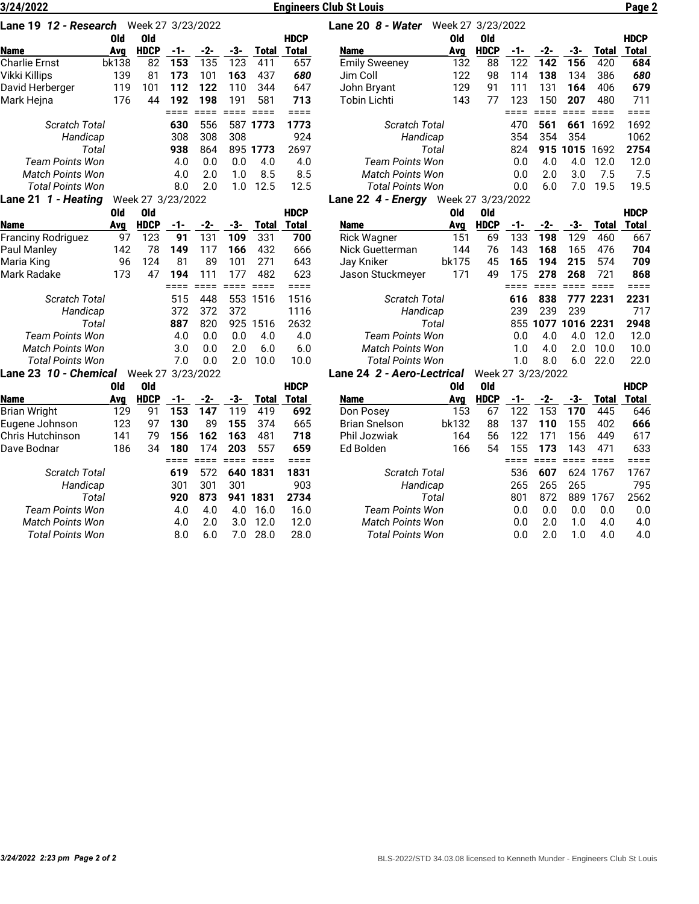## Lane 19 *12 - Research* Week 27 3/23/2022

| Name | Old Avg | Old HDCP | -1- | -2- | -3- | Total | HDCP Total |
|---|---|---|---|---|---|---|---|
| Charlie Ernst | bk138 | 82 | **153** | 135 | 123 | 411 | 657 |
| Vikki Killips | 139 | 81 | **173** | 101 | **163** | 437 | ***680*** |
| David Herberger | 119 | 101 | **112** | **122** | 110 | 344 | 647 |
| Mark Hejna | 176 | 44 | **192** | **198** | 191 | 581 | **713** |
| | | | ==== | ==== | ==== | ==== | ==== |
| *Scratch Total* | | | **630** | 556 | 587 | **1773** | **1773** |
| *Handicap* | | | 308 | 308 | 308 | | 924 |
| *Total* | | | **938** | 864 | 895 | **1773** | 2697 |
| *Team Points Won* | | | 4.0 | 0.0 | 0.0 | 4.0 | 4.0 |
| *Match Points Won* | | | 4.0 | 2.0 | 1.0 | 8.5 | 8.5 |
| *Total Points Won* | | | 8.0 | 2.0 | 1.0 | 12.5 | 12.5 |

## Lane 20 *8 - Water* Week 27 3/23/2022

| Name | Old Avg | Old HDCP | -1- | -2- | -3- | Total | HDCP Total |
|---|---|---|---|---|---|---|---|
| Emily Sweeney | 132 | 88 | 122 | **142** | **156** | 420 | **684** |
| Jim Coll | 122 | 98 | 114 | **138** | 134 | 386 | ***680*** |
| John Bryant | 129 | 91 | 111 | 131 | **164** | 406 | **679** |
| Tobin Lichti | 143 | 77 | 123 | 150 | **207** | 480 | 711 |
| | | | ==== | ==== | ==== | ==== | ==== |
| *Scratch Total* | | | 470 | **561** | **661** | 1692 | 1692 |
| *Handicap* | | | 354 | 354 | 354 | | 1062 |
| *Total* | | | 824 | **915** | **1015** | 1692 | **2754** |
| *Team Points Won* | | | 0.0 | 4.0 | 4.0 | 12.0 | 12.0 |
| *Match Points Won* | | | 0.0 | 2.0 | 3.0 | 7.5 | 7.5 |
| *Total Points Won* | | | 0.0 | 6.0 | 7.0 | 19.5 | 19.5 |

## Lane 21 *1 - Heating* Week 27 3/23/2022

| Name | Old Avg | Old HDCP | -1- | -2- | -3- | Total | HDCP Total |
|---|---|---|---|---|---|---|---|
| Franciny Rodriguez | 97 | 123 | **91** | 131 | **109** | 331 | **700** |
| Paul Manley | 142 | 78 | **149** | 117 | **166** | 432 | 666 |
| Maria King | 96 | 124 | 81 | 89 | 101 | 271 | 643 |
| Mark Radake | 173 | 47 | **194** | 111 | 177 | 482 | 623 |
| | | | ==== | ==== | ==== | ==== | ==== |
| *Scratch Total* | | | 515 | 448 | 553 | 1516 | 1516 |
| *Handicap* | | | 372 | 372 | 372 | | 1116 |
| *Total* | | | **887** | 820 | 925 | 1516 | 2632 |
| *Team Points Won* | | | 4.0 | 0.0 | 0.0 | 4.0 | 4.0 |
| *Match Points Won* | | | 3.0 | 0.0 | 2.0 | 6.0 | 6.0 |
| *Total Points Won* | | | 7.0 | 0.0 | 2.0 | 10.0 | 10.0 |

## Lane 22 *4 - Energy* Week 27 3/23/2022

| Name | Old Avg | Old HDCP | -1- | -2- | -3- | Total | HDCP Total |
|---|---|---|---|---|---|---|---|
| Rick Wagner | 151 | 69 | 133 | **198** | 129 | 460 | 667 |
| Nick Guetterman | 144 | 76 | 143 | **168** | 165 | 476 | **704** |
| Jay Kniker | bk175 | 45 | **165** | **194** | **215** | 574 | **709** |
| Jason Stuckmeyer | 171 | 49 | 175 | **278** | **268** | 721 | **868** |
| | | | ==== | ==== | ==== | ==== | ==== |
| *Scratch Total* | | | **616** | **838** | 777 | **2231** | **2231** |
| *Handicap* | | | 239 | 239 | 239 | | 717 |
| *Total* | | | 855 | **1077** | **1016** | **2231** | **2948** |
| *Team Points Won* | | | 0.0 | 4.0 | 4.0 | 12.0 | 12.0 |
| *Match Points Won* | | | 1.0 | 4.0 | 2.0 | 10.0 | 10.0 |
| *Total Points Won* | | | 1.0 | 8.0 | 6.0 | 22.0 | 22.0 |

## Lane 23 *10 - Chemical* Week 27 3/23/2022

| Name | Old Avg | Old HDCP | -1- | -2- | -3- | Total | HDCP Total |
|---|---|---|---|---|---|---|---|
| Brian Wright | 129 | 91 | **153** | **147** | 119 | 419 | **692** |
| Eugene Johnson | 123 | 97 | **130** | 89 | **155** | 374 | 665 |
| Chris Hutchinson | 141 | 79 | **156** | **162** | **163** | 481 | **718** |
| Dave Bodnar | 186 | 34 | **180** | 174 | **203** | 557 | 659 |
| | | | ==== | ==== | ==== | ==== | ==== |
| *Scratch Total* | | | **619** | 572 | **640** | **1831** | **1831** |
| *Handicap* | | | 301 | 301 | 301 | | 903 |
| *Total* | | | **920** | **873** | **941** | **1831** | **2734** |
| *Team Points Won* | | | 4.0 | 4.0 | 4.0 | 16.0 | 16.0 |
| *Match Points Won* | | | 4.0 | 2.0 | 3.0 | 12.0 | 12.0 |
| *Total Points Won* | | | 8.0 | 6.0 | 7.0 | 28.0 | 28.0 |

## Lane 24 *2 - Aero-Lectrical* Week 27 3/23/2022

| Name | Old Avg | Old HDCP | -1- | -2- | -3- | Total | HDCP Total |
|---|---|---|---|---|---|---|---|
| Don Posey | 153 | 67 | 122 | 153 | **170** | 445 | 646 |
| Brian Snelson | bk132 | 88 | 137 | **110** | 155 | 402 | **666** |
| Phil Jozwiak | 164 | 56 | 122 | 171 | 156 | 449 | 617 |
| Ed Bolden | 166 | 54 | 155 | **173** | 143 | 471 | 633 |
| | | | ==== | ==== | ==== | ==== | ==== |
| *Scratch Total* | | | 536 | **607** | 624 | 1767 | 1767 |
| *Handicap* | | | 265 | 265 | 265 | | 795 |
| *Total* | | | 801 | 872 | 889 | 1767 | 2562 |
| *Team Points Won* | | | 0.0 | 0.0 | 0.0 | 0.0 | 0.0 |
| *Match Points Won* | | | 0.0 | 2.0 | 1.0 | 4.0 | 4.0 |
| *Total Points Won* | | | 0.0 | 2.0 | 1.0 | 4.0 | 4.0 |